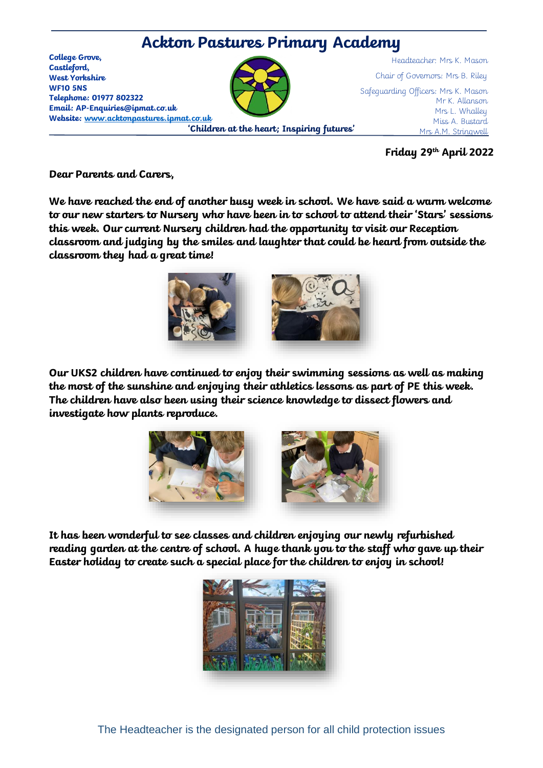# Ackton Pastures Primary Academy

**College Grove,**
**Castleford,**
**West Yorkshire**
**WF10 5NS**
**Telephone: 01977 802322**
**Email: AP-Enquiries@ipmat.co.uk**
**Website: www.acktonpastures.ipmat.co.uk**

Headteacher: Mrs K. Mason

Chair of Governors: Mrs B. Riley

Safeguarding Officers: Mrs K. Mason
Mr K. Allanson
Mrs L. Whalley
Miss A. Bustard
Mrs A.M. Stringwell

**'Children at the heart; Inspiring futures'**

**Friday 29th April 2022**

**Dear Parents and Carers,**

**We have reached the end of another busy week in school. We have said a warm welcome to our new starters to Nursery who have been in to school to attend their 'Stars' sessions this week. Our current Nursery children had the opportunity to visit our Reception classroom and judging by the smiles and laughter that could be heard from outside the classroom they had a great time!**

**Our UKS2 children have continued to enjoy their swimming sessions as well as making the most of the sunshine and enjoying their athletics lessons as part of PE this week. The children have also been using their science knowledge to dissect flowers and investigate how plants reproduce.**

**It has been wonderful to see classes and children enjoying our newly refurbished reading garden at the centre of school. A huge thank you to the staff who gave up their Easter holiday to create such a special place for the children to enjoy in school!**

The Headteacher is the designated person for all child protection issues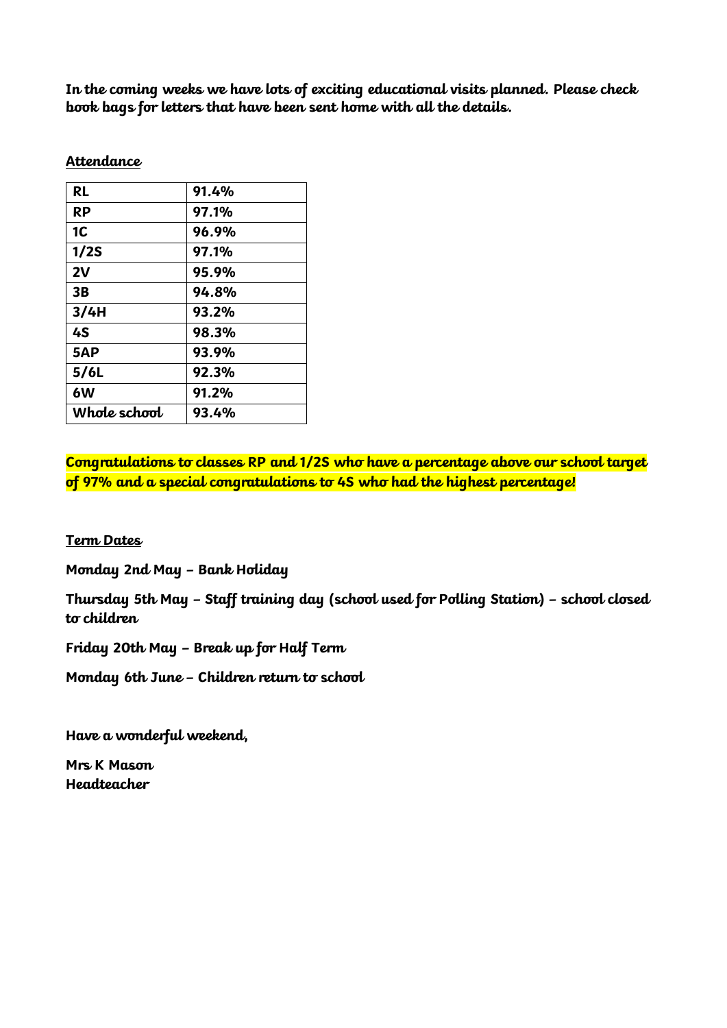**In the coming weeks we have lots of exciting educational visits planned. Please check book bags for letters that have been sent home with all the details.**

**Attendance**

| | |
|---|---|
| **RL** | **91.4%** |
| **RP** | **97.1%** |
| **1C** | **96.9%** |
| **1/2S** | **97.1%** |
| **2V** | **95.9%** |
| **3B** | **94.8%** |
| **3/4H** | **93.2%** |
| **4S** | **98.3%** |
| **5AP** | **93.9%** |
| **5/6L** | **92.3%** |
| **6W** | **91.2%** |
| **Whole school** | **93.4%** |

**Congratulations to classes RP and 1/2S who have a percentage above our school target of 97% and a special congratulations to 4S who had the highest percentage!**

**Term Dates**

**Monday 2nd May – Bank Holiday**

**Thursday 5th May – Staff training day (school used for Polling Station) – school closed to children**

**Friday 20th May – Break up for Half Term**

**Monday 6th June – Children return to school**

**Have a wonderful weekend,**

**Mrs K Mason**
**Headteacher**